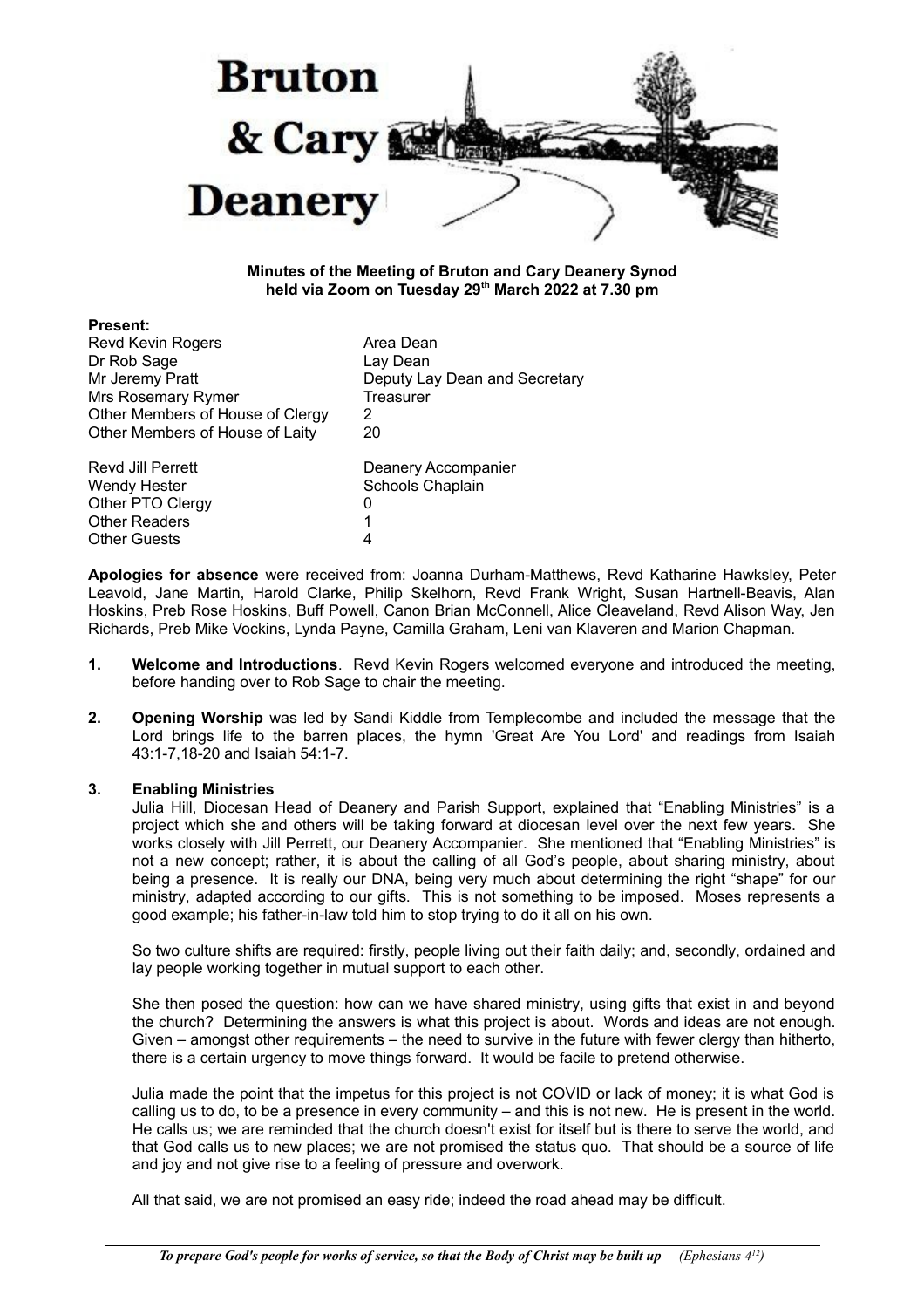# Bruton & Cary Deanery

**Minutes of the Meeting of Bruton and Cary Deanery Synod held via Zoom on Tuesday 29th March 2022 at 7.30 pm**

**Present:**

| | |
|---|---|
| Revd Kevin Rogers | Area Dean |
| Dr Rob Sage | Lay Dean |
| Mr Jeremy Pratt | Deputy Lay Dean and Secretary |
| Mrs Rosemary Rymer | Treasurer |
| Other Members of House of Clergy | 2 |
| Other Members of House of Laity | 20 |
| | |
| Revd Jill Perrett | Deanery Accompanier |
| Wendy Hester | Schools Chaplain |
| Other PTO Clergy | 0 |
| Other Readers | 1 |
| Other Guests | 4 |

**Apologies for absence** were received from: Joanna Durham-Matthews, Revd Katharine Hawksley, Peter Leavold, Jane Martin, Harold Clarke, Philip Skelhorn, Revd Frank Wright, Susan Hartnell-Beavis, Alan Hoskins, Preb Rose Hoskins, Buff Powell, Canon Brian McConnell, Alice Cleaveland, Revd Alison Way, Jen Richards, Preb Mike Vockins, Lynda Payne, Camilla Graham, Leni van Klaveren and Marion Chapman.

1. **Welcome and Introductions**. Revd Kevin Rogers welcomed everyone and introduced the meeting, before handing over to Rob Sage to chair the meeting.

2. **Opening Worship** was led by Sandi Kiddle from Templecombe and included the message that the Lord brings life to the barren places, the hymn 'Great Are You Lord' and readings from Isaiah 43:1-7,18-20 and Isaiah 54:1-7.

3. **Enabling Ministries**

   Julia Hill, Diocesan Head of Deanery and Parish Support, explained that "Enabling Ministries" is a project which she and others will be taking forward at diocesan level over the next few years. She works closely with Jill Perrett, our Deanery Accompanier. She mentioned that "Enabling Ministries" is not a new concept; rather, it is about the calling of all God's people, about sharing ministry, about being a presence. It is really our DNA, being very much about determining the right "shape" for our ministry, adapted according to our gifts. This is not something to be imposed. Moses represents a good example; his father-in-law told him to stop trying to do it all on his own.

   So two culture shifts are required: firstly, people living out their faith daily; and, secondly, ordained and lay people working together in mutual support to each other.

   She then posed the question: how can we have shared ministry, using gifts that exist in and beyond the church? Determining the answers is what this project is about. Words and ideas are not enough. Given – amongst other requirements – the need to survive in the future with fewer clergy than hitherto, there is a certain urgency to move things forward. It would be facile to pretend otherwise.

   Julia made the point that the impetus for this project is not COVID or lack of money; it is what God is calling us to do, to be a presence in every community – and this is not new. He is present in the world. He calls us; we are reminded that the church doesn't exist for itself but is there to serve the world, and that God calls us to new places; we are not promised the status quo. That should be a source of life and joy and not give rise to a feeling of pressure and overwork.

   All that said, we are not promised an easy ride; indeed the road ahead may be difficult.

*To prepare God's people for works of service, so that the Body of Christ may be built up (Ephesians 4[12])*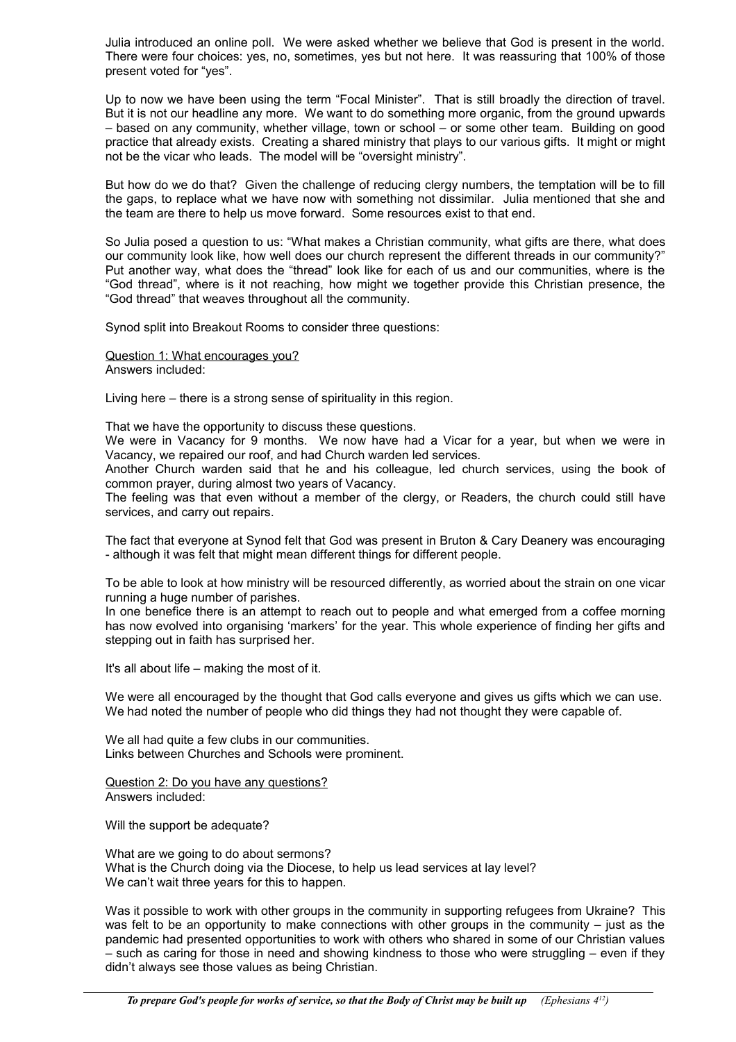Julia introduced an online poll. We were asked whether we believe that God is present in the world. There were four choices: yes, no, sometimes, yes but not here. It was reassuring that 100% of those present voted for "yes".

Up to now we have been using the term "Focal Minister". That is still broadly the direction of travel. But it is not our headline any more. We want to do something more organic, from the ground upwards – based on any community, whether village, town or school – or some other team. Building on good practice that already exists. Creating a shared ministry that plays to our various gifts. It might or might not be the vicar who leads. The model will be "oversight ministry".

But how do we do that? Given the challenge of reducing clergy numbers, the temptation will be to fill the gaps, to replace what we have now with something not dissimilar. Julia mentioned that she and the team are there to help us move forward. Some resources exist to that end.

So Julia posed a question to us: "What makes a Christian community, what gifts are there, what does our community look like, how well does our church represent the different threads in our community?" Put another way, what does the "thread" look like for each of us and our communities, where is the "God thread", where is it not reaching, how might we together provide this Christian presence, the "God thread" that weaves throughout all the community.

Synod split into Breakout Rooms to consider three questions:

<u>Question 1: What encourages you?</u>
Answers included:

Living here – there is a strong sense of spirituality in this region.

That we have the opportunity to discuss these questions.
We were in Vacancy for 9 months. We now have had a Vicar for a year, but when we were in Vacancy, we repaired our roof, and had Church warden led services.
Another Church warden said that he and his colleague, led church services, using the book of common prayer, during almost two years of Vacancy.
The feeling was that even without a member of the clergy, or Readers, the church could still have services, and carry out repairs.

The fact that everyone at Synod felt that God was present in Bruton & Cary Deanery was encouraging - although it was felt that might mean different things for different people.

To be able to look at how ministry will be resourced differently, as worried about the strain on one vicar running a huge number of parishes.
In one benefice there is an attempt to reach out to people and what emerged from a coffee morning has now evolved into organising 'markers' for the year. This whole experience of finding her gifts and stepping out in faith has surprised her.

It's all about life – making the most of it.

We were all encouraged by the thought that God calls everyone and gives us gifts which we can use. We had noted the number of people who did things they had not thought they were capable of.

We all had quite a few clubs in our communities.
Links between Churches and Schools were prominent.

<u>Question 2: Do you have any questions?</u>
Answers included:

Will the support be adequate?

What are we going to do about sermons?
What is the Church doing via the Diocese, to help us lead services at lay level?
We can't wait three years for this to happen.

Was it possible to work with other groups in the community in supporting refugees from Ukraine? This was felt to be an opportunity to make connections with other groups in the community – just as the pandemic had presented opportunities to work with others who shared in some of our Christian values – such as caring for those in need and showing kindness to those who were struggling – even if they didn't always see those values as being Christian.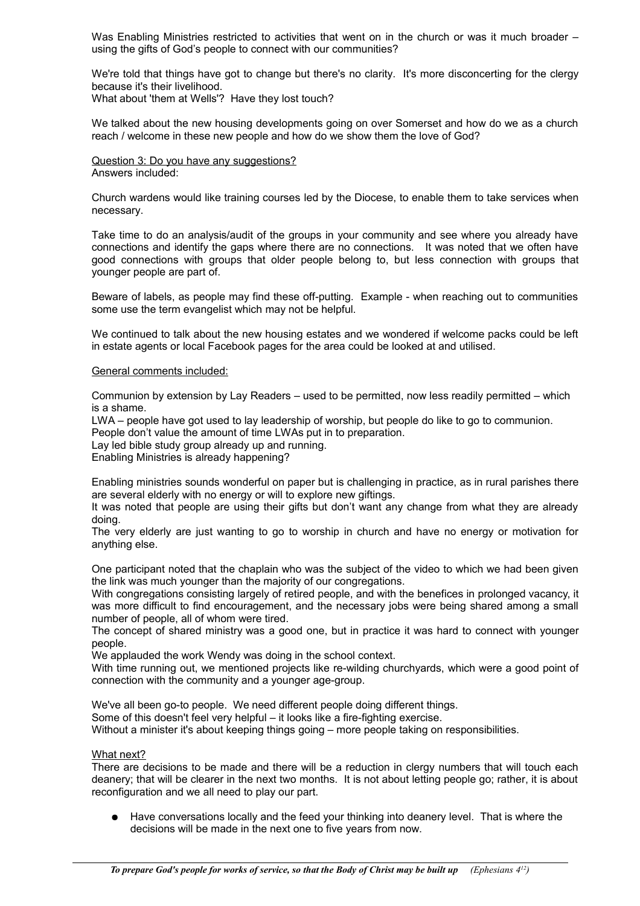Was Enabling Ministries restricted to activities that went on in the church or was it much broader – using the gifts of God's people to connect with our communities?

We're told that things have got to change but there's no clarity. It's more disconcerting for the clergy because it's their livelihood.
What about 'them at Wells'? Have they lost touch?

We talked about the new housing developments going on over Somerset and how do we as a church reach / welcome in these new people and how do we show them the love of God?

<u>Question 3: Do you have any suggestions?</u>
Answers included:

Church wardens would like training courses led by the Diocese, to enable them to take services when necessary.

Take time to do an analysis/audit of the groups in your community and see where you already have connections and identify the gaps where there are no connections. It was noted that we often have good connections with groups that older people belong to, but less connection with groups that younger people are part of.

Beware of labels, as people may find these off-putting. Example - when reaching out to communities some use the term evangelist which may not be helpful.

We continued to talk about the new housing estates and we wondered if welcome packs could be left in estate agents or local Facebook pages for the area could be looked at and utilised.

<u>General comments included:</u>

Communion by extension by Lay Readers – used to be permitted, now less readily permitted – which is a shame.
LWA – people have got used to lay leadership of worship, but people do like to go to communion.
People don't value the amount of time LWAs put in to preparation.
Lay led bible study group already up and running.
Enabling Ministries is already happening?

Enabling ministries sounds wonderful on paper but is challenging in practice, as in rural parishes there are several elderly with no energy or will to explore new giftings.
It was noted that people are using their gifts but don't want any change from what they are already doing.
The very elderly are just wanting to go to worship in church and have no energy or motivation for anything else.

One participant noted that the chaplain who was the subject of the video to which we had been given the link was much younger than the majority of our congregations.
With congregations consisting largely of retired people, and with the benefices in prolonged vacancy, it was more difficult to find encouragement, and the necessary jobs were being shared among a small number of people, all of whom were tired.
The concept of shared ministry was a good one, but in practice it was hard to connect with younger people.
We applauded the work Wendy was doing in the school context.
With time running out, we mentioned projects like re-wilding churchyards, which were a good point of connection with the community and a younger age-group.

We've all been go-to people. We need different people doing different things.
Some of this doesn't feel very helpful – it looks like a fire-fighting exercise.
Without a minister it's about keeping things going – more people taking on responsibilities.

<u>What next?</u>
There are decisions to be made and there will be a reduction in clergy numbers that will touch each deanery; that will be clearer in the next two months. It is not about letting people go; rather, it is about reconfiguration and we all need to play our part.

- Have conversations locally and the feed your thinking into deanery level. That is where the decisions will be made in the next one to five years from now.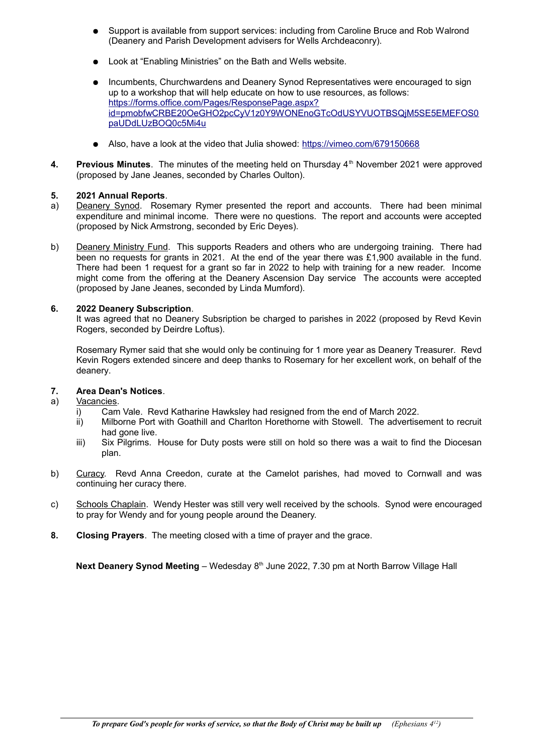- Support is available from support services: including from Caroline Bruce and Rob Walrond (Deanery and Parish Development advisers for Wells Archdeaconry).
- Look at "Enabling Ministries" on the Bath and Wells website.
- Incumbents, Churchwardens and Deanery Synod Representatives were encouraged to sign up to a workshop that will help educate on how to use resources, as follows: https://forms.office.com/Pages/ResponsePage.aspx?id=pmobfwCRBE20OeGHO2pcCyV1z0Y9WONEnoGTcOdUSYVUOTBSQjM5SE5EMEFOS0paUDdLUzBOQ0c5Mi4u
- Also, have a look at the video that Julia showed: https://vimeo.com/679150668

**4. Previous Minutes**. The minutes of the meeting held on Thursday 4th November 2021 were approved (proposed by Jane Jeanes, seconded by Charles Oulton).

**5. 2021 Annual Reports**.

a) Deanery Synod. Rosemary Rymer presented the report and accounts. There had been minimal expenditure and minimal income. There were no questions. The report and accounts were accepted (proposed by Nick Armstrong, seconded by Eric Deyes).

b) Deanery Ministry Fund. This supports Readers and others who are undergoing training. There had been no requests for grants in 2021. At the end of the year there was £1,900 available in the fund. There had been 1 request for a grant so far in 2022 to help with training for a new reader. Income might come from the offering at the Deanery Ascension Day service The accounts were accepted (proposed by Jane Jeanes, seconded by Linda Mumford).

**6. 2022 Deanery Subscription**.

It was agreed that no Deanery Subsription be charged to parishes in 2022 (proposed by Revd Kevin Rogers, seconded by Deirdre Loftus).

Rosemary Rymer said that she would only be continuing for 1 more year as Deanery Treasurer. Revd Kevin Rogers extended sincere and deep thanks to Rosemary for her excellent work, on behalf of the deanery.

**7. Area Dean's Notices**.

a) Vacancies.

i) Cam Vale. Revd Katharine Hawksley had resigned from the end of March 2022.

ii) Milborne Port with Goathill and Charlton Horethorne with Stowell. The advertisement to recruit had gone live.

iii) Six Pilgrims. House for Duty posts were still on hold so there was a wait to find the Diocesan plan.

b) Curacy. Revd Anna Creedon, curate at the Camelot parishes, had moved to Cornwall and was continuing her curacy there.

c) Schools Chaplain. Wendy Hester was still very well received by the schools. Synod were encouraged to pray for Wendy and for young people around the Deanery.

**8. Closing Prayers**. The meeting closed with a time of prayer and the grace.

**Next Deanery Synod Meeting** – Wedesday 8th June 2022, 7.30 pm at North Barrow Village Hall

***To prepare God's people for works of service, so that the Body of Christ may be built up*** *(Ephesians 4[12])*